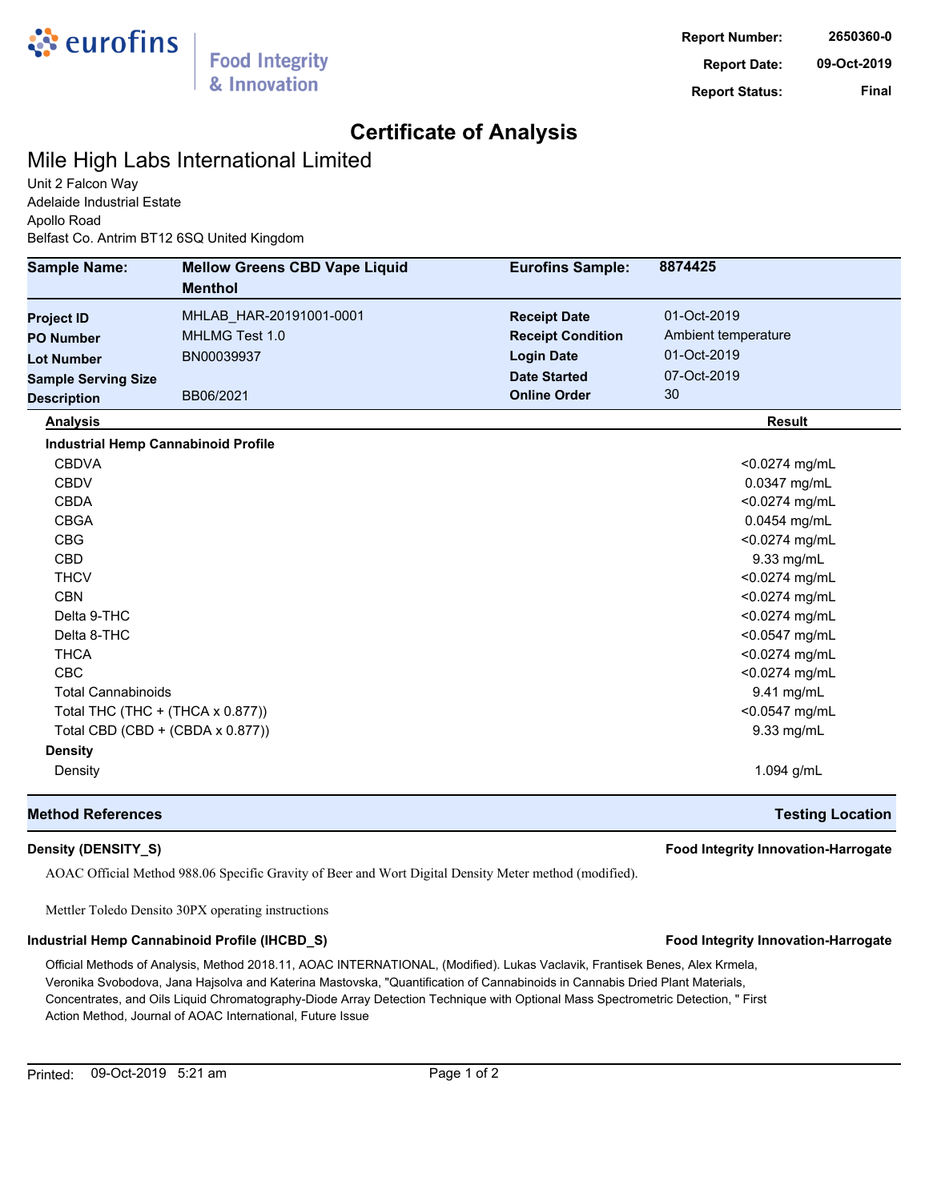eurofins | Food Integrity & Innovation

| | |
|---|---|
| **Report Number:** | 2650360-0 |
| **Report Date:** | 09-Oct-2019 |
| **Report Status:** | Final |

# Certificate of Analysis

## Mile High Labs International Limited

Unit 2 Falcon Way
Adelaide Industrial Estate
Apollo Road
Belfast Co. Antrim BT12 6SQ United Kingdom

| | | | |
|---|---|---|---|
| **Sample Name:** | **Mellow Greens CBD Vape Liquid Menthol** | **Eurofins Sample:** | **8874425** |
| **Project ID** | MHLAB_HAR-20191001-0001 | **Receipt Date** | 01-Oct-2019 |
| **PO Number** | MHLMG Test 1.0 | **Receipt Condition** | Ambient temperature |
| **Lot Number** | BN00039937 | **Login Date** | 01-Oct-2019 |
| **Sample Serving Size** | | **Date Started** | 07-Oct-2019 |
| **Description** | BB06/2021 | **Online Order** | 30 |

| Analysis | Result |
|---|---|
| **Industrial Hemp Cannabinoid Profile** | |
| CBDVA | <0.0274 mg/mL |
| CBDV | 0.0347 mg/mL |
| CBDA | <0.0274 mg/mL |
| CBGA | 0.0454 mg/mL |
| CBG | <0.0274 mg/mL |
| CBD | 9.33 mg/mL |
| THCV | <0.0274 mg/mL |
| CBN | <0.0274 mg/mL |
| Delta 9-THC | <0.0274 mg/mL |
| Delta 8-THC | <0.0547 mg/mL |
| THCA | <0.0274 mg/mL |
| CBC | <0.0274 mg/mL |
| Total Cannabinoids | 9.41 mg/mL |
| Total THC (THC + (THCA x 0.877)) | <0.0547 mg/mL |
| Total CBD (CBD + (CBDA x 0.877)) | 9.33 mg/mL |
| **Density** | |
| Density | 1.094 g/mL |

| **Method References** | **Testing Location** |
|---|---|

**Density (DENSITY_S)** — **Food Integrity Innovation-Harrogate**

AOAC Official Method 988.06 Specific Gravity of Beer and Wort Digital Density Meter method (modified).

Mettler Toledo Densito 30PX operating instructions

**Industrial Hemp Cannabinoid Profile (IHCBD_S)** — **Food Integrity Innovation-Harrogate**

Official Methods of Analysis, Method 2018.11, AOAC INTERNATIONAL, (Modified). Lukas Vaclavik, Frantisek Benes, Alex Krmela, Veronika Svobodova, Jana Hajsolva and Katerina Mastovska, "Quantification of Cannabinoids in Cannabis Dried Plant Materials, Concentrates, and Oils Liquid Chromatography-Diode Array Detection Technique with Optional Mass Spectrometric Detection, " First Action Method, Journal of AOAC International, Future Issue

Printed: 09-Oct-2019 5:21 am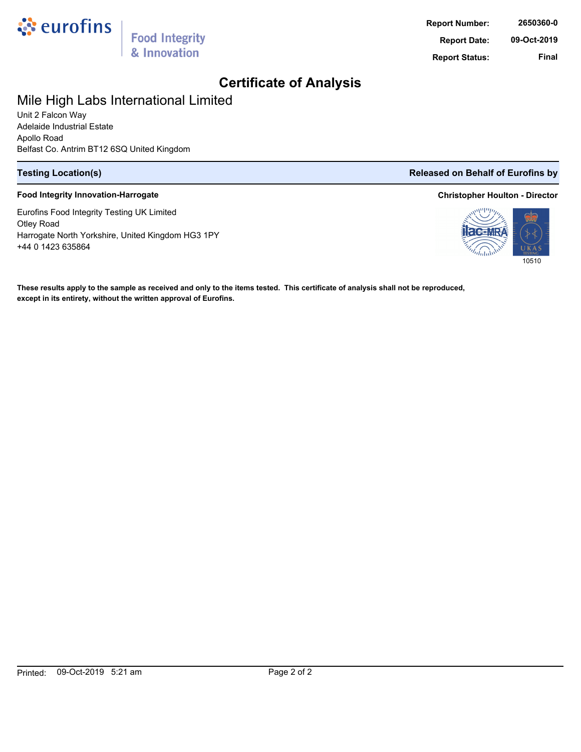eurofins | Food Integrity & Innovation

| | |
|---|---|
| **Report Number:** | **2650360-0** |
| **Report Date:** | **09-Oct-2019** |
| **Report Status:** | **Final** |

# Certificate of Analysis

## Mile High Labs International Limited

Unit 2 Falcon Way
Adelaide Industrial Estate
Apollo Road
Belfast Co. Antrim BT12 6SQ United Kingdom

| **Testing Location(s)** | **Released on Behalf of Eurofins by** |
|---|---|
| **Food Integrity Innovation-Harrogate** | **Christopher Houlton - Director** |

Eurofins Food Integrity Testing UK Limited
Otley Road
Harrogate North Yorkshire, United Kingdom HG3 1PY
+44 0 1423 635864

ilac-MRA UKAS TESTING 10510

**These results apply to the sample as received and only to the items tested. This certificate of analysis shall not be reproduced, except in its entirety, without the written approval of Eurofins.**

Printed: 09-Oct-2019 5:21 am